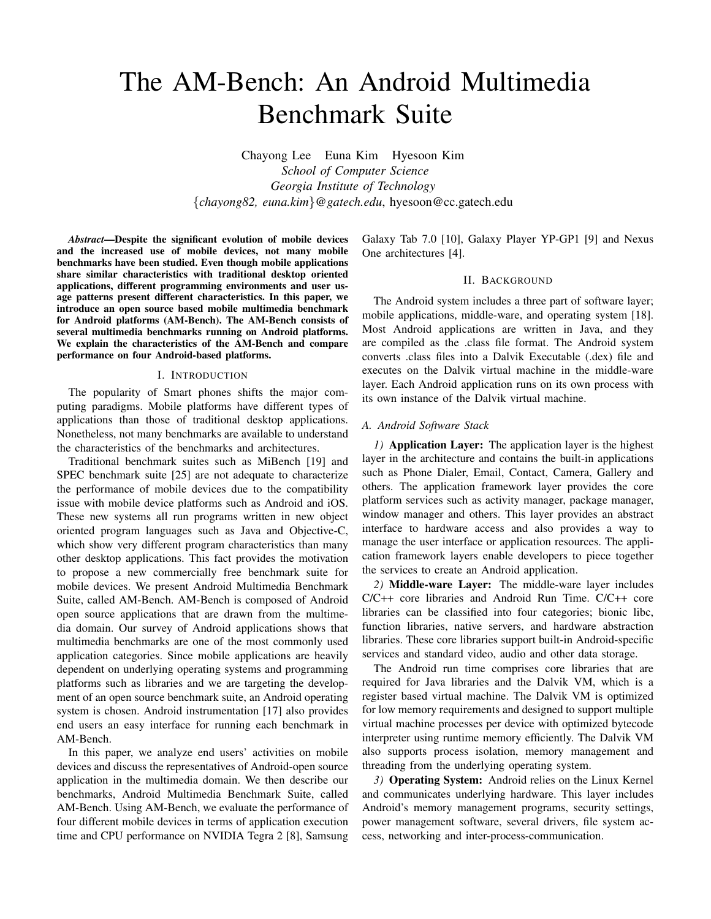# The AM-Bench: An Android Multimedia Benchmark Suite

Chayong Lee Euna Kim Hyesoon Kim

*School of Computer Science*
*Georgia Institute of Technology*
{*chayong82, euna.kim*}*@gatech.edu*, hyesoon@cc.gatech.edu

***Abstract*—Despite the significant evolution of mobile devices and the increased use of mobile devices, not many mobile benchmarks have been studied. Even though mobile applications share similar characteristics with traditional desktop oriented applications, different programming environments and user usage patterns present different characteristics. In this paper, we introduce an open source based mobile multimedia benchmark for Android platforms (AM-Bench). The AM-Bench consists of several multimedia benchmarks running on Android platforms. We explain the characteristics of the AM-Bench and compare performance on four Android-based platforms.**

## I. Introduction

The popularity of Smart phones shifts the major computing paradigms. Mobile platforms have different types of applications than those of traditional desktop applications. Nonetheless, not many benchmarks are available to understand the characteristics of the benchmarks and architectures.

Traditional benchmark suites such as MiBench [19] and SPEC benchmark suite [25] are not adequate to characterize the performance of mobile devices due to the compatibility issue with mobile device platforms such as Android and iOS. These new systems all run programs written in new object oriented program languages such as Java and Objective-C, which show very different program characteristics than many other desktop applications. This fact provides the motivation to propose a new commercially free benchmark suite for mobile devices. We present Android Multimedia Benchmark Suite, called AM-Bench. AM-Bench is composed of Android open source applications that are drawn from the multimedia domain. Our survey of Android applications shows that multimedia benchmarks are one of the most commonly used application categories. Since mobile applications are heavily dependent on underlying operating systems and programming platforms such as libraries and we are targeting the development of an open source benchmark suite, an Android operating system is chosen. Android instrumentation [17] also provides end users an easy interface for running each benchmark in AM-Bench.

In this paper, we analyze end users' activities on mobile devices and discuss the representatives of Android-open source application in the multimedia domain. We then describe our benchmarks, Android Multimedia Benchmark Suite, called AM-Bench. Using AM-Bench, we evaluate the performance of four different mobile devices in terms of application execution time and CPU performance on NVIDIA Tegra 2 [8], Samsung Galaxy Tab 7.0 [10], Galaxy Player YP-GP1 [9] and Nexus One architectures [4].

## II. Background

The Android system includes a three part of software layer; mobile applications, middle-ware, and operating system [18]. Most Android applications are written in Java, and they are compiled as the .class file format. The Android system converts .class files into a Dalvik Executable (.dex) file and executes on the Dalvik virtual machine in the middle-ware layer. Each Android application runs on its own process with its own instance of the Dalvik virtual machine.

### A. Android Software Stack

*1)* **Application Layer:** The application layer is the highest layer in the architecture and contains the built-in applications such as Phone Dialer, Email, Contact, Camera, Gallery and others. The application framework layer provides the core platform services such as activity manager, package manager, window manager and others. This layer provides an abstract interface to hardware access and also provides a way to manage the user interface or application resources. The application framework layers enable developers to piece together the services to create an Android application.

*2)* **Middle-ware Layer:** The middle-ware layer includes C/C++ core libraries and Android Run Time. C/C++ core libraries can be classified into four categories; bionic libc, function libraries, native servers, and hardware abstraction libraries. These core libraries support built-in Android-specific services and standard video, audio and other data storage.

The Android run time comprises core libraries that are required for Java libraries and the Dalvik VM, which is a register based virtual machine. The Dalvik VM is optimized for low memory requirements and designed to support multiple virtual machine processes per device with optimized bytecode interpreter using runtime memory efficiently. The Dalvik VM also supports process isolation, memory management and threading from the underlying operating system.

*3)* **Operating System:** Android relies on the Linux Kernel and communicates underlying hardware. This layer includes Android's memory management programs, security settings, power management software, several drivers, file system access, networking and inter-process-communication.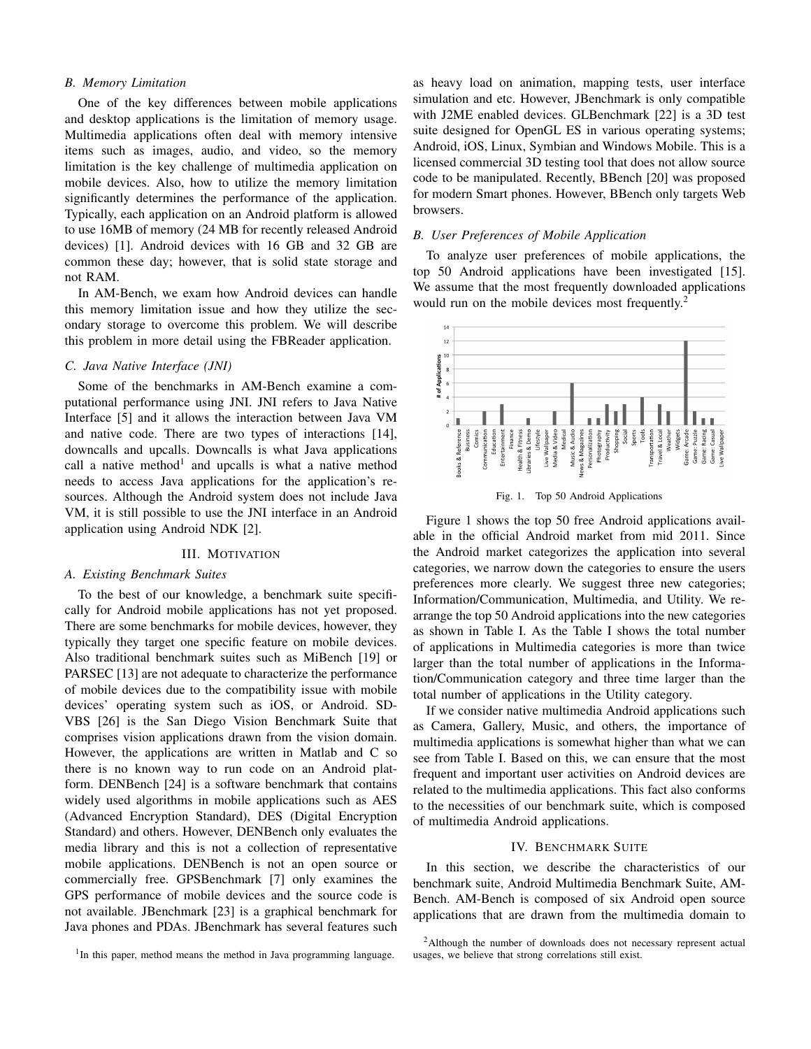### B. Memory Limitation

One of the key differences between mobile applications and desktop applications is the limitation of memory usage. Multimedia applications often deal with memory intensive items such as images, audio, and video, so the memory limitation is the key challenge of multimedia application on mobile devices. Also, how to utilize the memory limitation significantly determines the performance of the application. Typically, each application on an Android platform is allowed to use 16MB of memory (24 MB for recently released Android devices) [1]. Android devices with 16 GB and 32 GB are common these day; however, that is solid state storage and not RAM.

In AM-Bench, we exam how Android devices can handle this memory limitation issue and how they utilize the secondary storage to overcome this problem. We will describe this problem in more detail using the FBReader application.

### C. Java Native Interface (JNI)

Some of the benchmarks in AM-Bench examine a computational performance using JNI. JNI refers to Java Native Interface [5] and it allows the interaction between Java VM and native code. There are two types of interactions [14], downcalls and upcalls. Downcalls is what Java applications call a native method[1] and upcalls is what a native method needs to access Java applications for the application's resources. Although the Android system does not include Java VM, it is still possible to use the JNI interface in an Android application using Android NDK [2].

## III. Motivation

### A. Existing Benchmark Suites

To the best of our knowledge, a benchmark suite specifically for Android mobile applications has not yet proposed. There are some benchmarks for mobile devices, however, they typically they target one specific feature on mobile devices. Also traditional benchmark suites such as MiBench [19] or PARSEC [13] are not adequate to characterize the performance of mobile devices due to the compatibility issue with mobile devices' operating system such as iOS, or Android. SD-VBS [26] is the San Diego Vision Benchmark Suite that comprises vision applications drawn from the vision domain. However, the applications are written in Matlab and C so there is no known way to run code on an Android platform. DENBench [24] is a software benchmark that contains widely used algorithms in mobile applications such as AES (Advanced Encryption Standard), DES (Digital Encryption Standard) and others. However, DENBench only evaluates the media library and this is not a collection of representative mobile applications. DENBench is not an open source or commercially free. GPSBenchmark [7] only examines the GPS performance of mobile devices and the source code is not available. JBenchmark [23] is a graphical benchmark for Java phones and PDAs. JBenchmark has several features such as heavy load on animation, mapping tests, user interface simulation and etc. However, JBenchmark is only compatible with J2ME enabled devices. GLBenchmark [22] is a 3D test suite designed for OpenGL ES in various operating systems; Android, iOS, Linux, Symbian and Windows Mobile. This is a licensed commercial 3D testing tool that does not allow source code to be manipulated. Recently, BBench [20] was proposed for modern Smart phones. However, BBench only targets Web browsers.

### B. User Preferences of Mobile Application

To analyze user preferences of mobile applications, the top 50 Android applications have been investigated [15]. We assume that the most frequently downloaded applications would run on the mobile devices most frequently.[2]

Fig. 1. Top 50 Android Applications

Figure 1 shows the top 50 free Android applications available in the official Android market from mid 2011. Since the Android market categorizes the application into several categories, we narrow down the categories to ensure the users preferences more clearly. We suggest three new categories; Information/Communication, Multimedia, and Utility. We rearrange the top 50 Android applications into the new categories as shown in Table I. As the Table I shows the total number of applications in Multimedia categories is more than twice larger than the total number of applications in the Information/Communication category and three time larger than the total number of applications in the Utility category.

If we consider native multimedia Android applications such as Camera, Gallery, Music, and others, the importance of multimedia applications is somewhat higher than what we can see from Table I. Based on this, we can ensure that the most frequent and important user activities on Android devices are related to the multimedia applications. This fact also conforms to the necessities of our benchmark suite, which is composed of multimedia Android applications.

## IV. Benchmark Suite

In this section, we describe the characteristics of our benchmark suite, Android Multimedia Benchmark Suite, AM-Bench. AM-Bench is composed of six Android open source applications that are drawn from the multimedia domain to

[1] In this paper, method means the method in Java programming language.

[2] Although the number of downloads does not necessary represent actual usages, we believe that strong correlations still exist.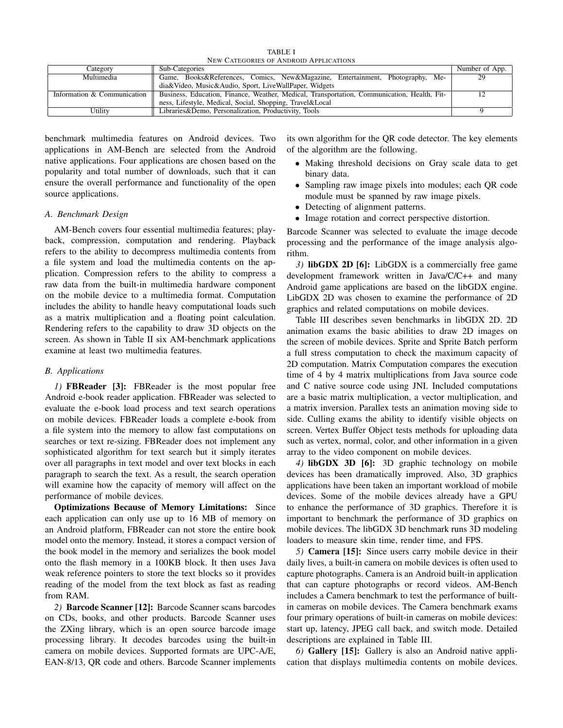TABLE I
NEW CATEGORIES OF ANDROID APPLICATIONS

| Category | Sub-Categories | Number of App. |
|---|---|---|
| Multimedia | Game, Books&References, Comics, New&Magazine, Entertainment, Photography, Media&Video, Music&Audio, Sport, LiveWallPaper, Widgets | 29 |
| Information & Communication | Business, Education, Finance, Weather, Medical, Transportation, Communication, Health, Fitness, Lifestyle, Medical, Social, Shopping, Travel&Local | 12 |
| Utility | Libraries&Demo, Personalization, Productivity, Tools | 9 |

benchmark multimedia features on Android devices. Two applications in AM-Bench are selected from the Android native applications. Four applications are chosen based on the popularity and total number of downloads, such that it can ensure the overall performance and functionality of the open source applications.

### A. Benchmark Design

AM-Bench covers four essential multimedia features; playback, compression, computation and rendering. Playback refers to the ability to decompress multimedia contents from a file system and load the multimedia contents on the application. Compression refers to the ability to compress a raw data from the built-in multimedia hardware component on the mobile device to a multimedia format. Computation includes the ability to handle heavy computational loads such as a matrix multiplication and a floating point calculation. Rendering refers to the capability to draw 3D objects on the screen. As shown in Table II six AM-benchmark applications examine at least two multimedia features.

### B. Applications

*1)* **FBReader [3]:** FBReader is the most popular free Android e-book reader application. FBReader was selected to evaluate the e-book load process and text search operations on mobile devices. FBReader loads a complete e-book from a file system into the memory to allow fast computations on searches or text re-sizing. FBReader does not implement any sophisticated algorithm for text search but it simply iterates over all paragraphs in text model and over text blocks in each paragraph to search the text. As a result, the search operation will examine how the capacity of memory will affect on the performance of mobile devices.

**Optimizations Because of Memory Limitations:** Since each application can only use up to 16 MB of memory on an Android platform, FBReader can not store the entire book model onto the memory. Instead, it stores a compact version of the book model in the memory and serializes the book model onto the flash memory in a 100KB block. It then uses Java weak reference pointers to store the text blocks so it provides reading of the model from the text block as fast as reading from RAM.

*2)* **Barcode Scanner [12]:** Barcode Scanner scans barcodes on CDs, books, and other products. Barcode Scanner uses the ZXing library, which is an open source barcode image processing library. It decodes barcodes using the built-in camera on mobile devices. Supported formats are UPC-A/E, EAN-8/13, QR code and others. Barcode Scanner implements its own algorithm for the QR code detector. The key elements of the algorithm are the following.

- Making threshold decisions on Gray scale data to get binary data.
- Sampling raw image pixels into modules; each QR code module must be spanned by raw image pixels.
- Detecting of alignment patterns.
- Image rotation and correct perspective distortion.

Barcode Scanner was selected to evaluate the image decode processing and the performance of the image analysis algorithm.

*3)* **libGDX 2D [6]:** LibGDX is a commercially free game development framework written in Java/C/C++ and many Android game applications are based on the libGDX engine. LibGDX 2D was chosen to examine the performance of 2D graphics and related computations on mobile devices.

Table III describes seven benchmarks in libGDX 2D. 2D animation exams the basic abilities to draw 2D images on the screen of mobile devices. Sprite and Sprite Batch perform a full stress computation to check the maximum capacity of 2D computation. Matrix Computation compares the execution time of 4 by 4 matrix multiplications from Java source code and C native source code using JNI. Included computations are a basic matrix multiplication, a vector multiplication, and a matrix inversion. Parallex tests an animation moving side to side. Culling exams the ability to identify visible objects on screen. Vertex Buffer Object tests methods for uploading data such as vertex, normal, color, and other information in a given array to the video component on mobile devices.

*4)* **libGDX 3D [6]:** 3D graphic technology on mobile devices has been dramatically improved. Also, 3D graphics applications have been taken an important workload of mobile devices. Some of the mobile devices already have a GPU to enhance the performance of 3D graphics. Therefore it is important to benchmark the performance of 3D graphics on mobile devices. The libGDX 3D benchmark runs 3D modeling loaders to measure skin time, render time, and FPS.

*5)* **Camera [15]:** Since users carry mobile device in their daily lives, a built-in camera on mobile devices is often used to capture photographs. Camera is an Android built-in application that can capture photographs or record videos. AM-Bench includes a Camera benchmark to test the performance of built-in cameras on mobile devices. The Camera benchmark exams four primary operations of built-in cameras on mobile devices: start up, latency, JPEG call back, and switch mode. Detailed descriptions are explained in Table III.

*6)* **Gallery [15]:** Gallery is also an Android native application that displays multimedia contents on mobile devices.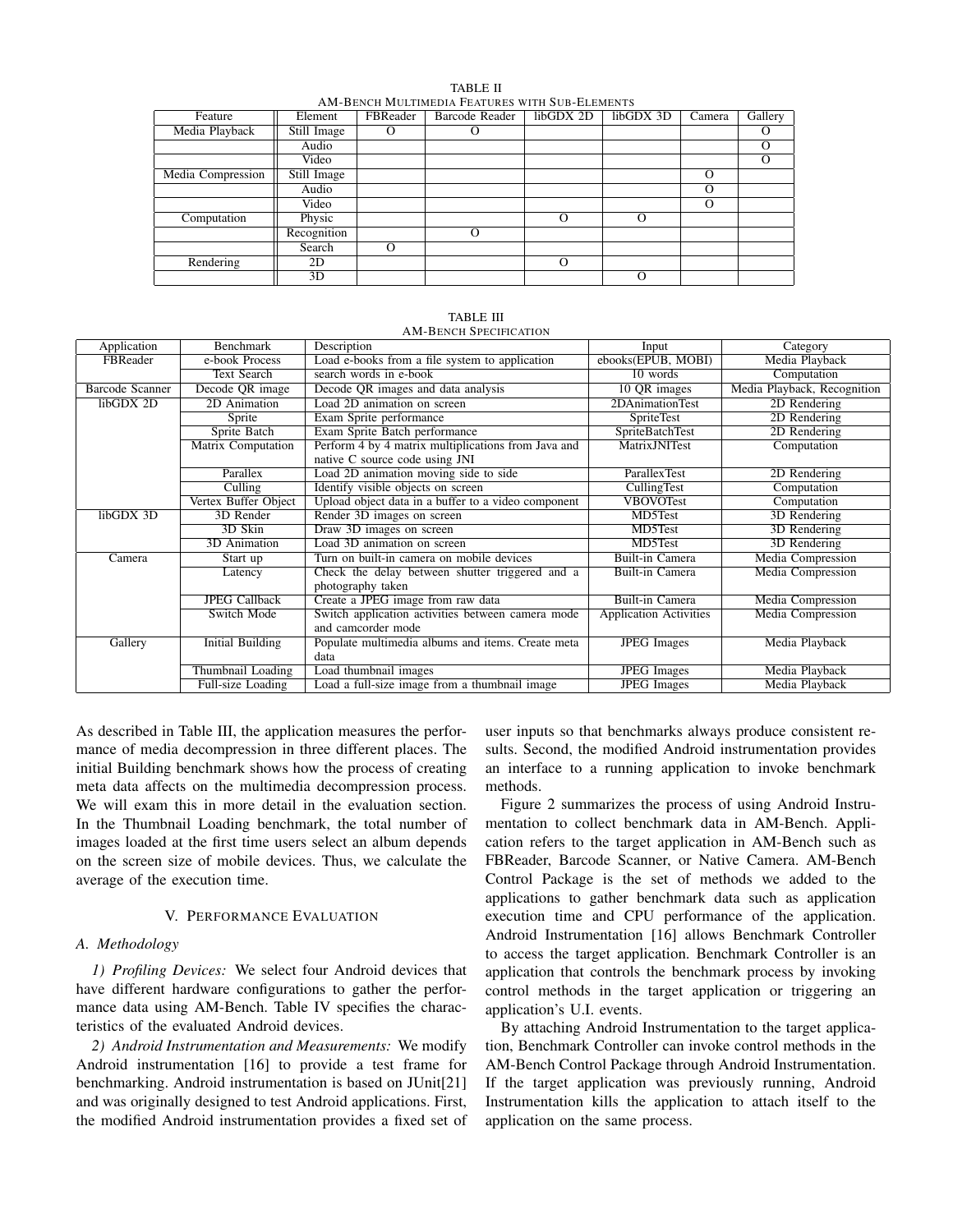TABLE II
AM-BENCH MULTIMEDIA FEATURES WITH SUB-ELEMENTS

| Feature | Element | FBReader | Barcode Reader | libGDX 2D | libGDX 3D | Camera | Gallery |
|---|---|---|---|---|---|---|---|
| Media Playback | Still Image | O | O | | | | O |
| | Audio | | | | | | O |
| | Video | | | | | | O |
| Media Compression | Still Image | | | | | O | |
| | Audio | | | | | O | |
| | Video | | | | | O | |
| Computation | Physic | | | O | O | | |
| | Recognition | | O | | | | |
| | Search | O | | | | | |
| Rendering | 2D | | | O | | | |
| | 3D | | | | O | | |

TABLE III
AM-BENCH SPECIFICATION

| Application | Benchmark | Description | Input | Category |
|---|---|---|---|---|
| FBReader | e-book Process | Load e-books from a file system to application | ebooks(EPUB, MOBI) | Media Playback |
| | Text Search | search words in e-book | 10 words | Computation |
| Barcode Scanner | Decode QR image | Decode QR images and data analysis | 10 QR images | Media Playback, Recognition |
| libGDX 2D | 2D Animation | Load 2D animation on screen | 2DAnimationTest | 2D Rendering |
| | Sprite | Exam Sprite performance | SpriteTest | 2D Rendering |
| | Sprite Batch | Exam Sprite Batch performance | SpriteBatchTest | 2D Rendering |
| | Matrix Computation | Perform 4 by 4 matrix multiplications from Java and native C source code using JNI | MatrixJNITest | Computation |
| | Parallex | Load 2D animation moving side to side | ParallexTest | 2D Rendering |
| | Culling | Identify visible objects on screen | CullingTest | Computation |
| | Vertex Buffer Object | Upload object data in a buffer to a video component | VBOVOTest | Computation |
| libGDX 3D | 3D Render | Render 3D images on screen | MD5Test | 3D Rendering |
| | 3D Skin | Draw 3D images on screen | MD5Test | 3D Rendering |
| | 3D Animation | Load 3D animation on screen | MD5Test | 3D Rendering |
| Camera | Start up | Turn on built-in camera on mobile devices | Built-in Camera | Media Compression |
| | Latency | Check the delay between shutter triggered and a photography taken | Built-in Camera | Media Compression |
| | JPEG Callback | Create a JPEG image from raw data | Built-in Camera | Media Compression |
| | Switch Mode | Switch application activities between camera mode and camcorder mode | Application Activities | Media Compression |
| Gallery | Initial Building | Populate multimedia albums and items. Create meta data | JPEG Images | Media Playback |
| | Thumbnail Loading | Load thumbnail images | JPEG Images | Media Playback |
| | Full-size Loading | Load a full-size image from a thumbnail image | JPEG Images | Media Playback |

As described in Table III, the application measures the performance of media decompression in three different places. The initial Building benchmark shows how the process of creating meta data affects on the multimedia decompression process. We will exam this in more detail in the evaluation section. In the Thumbnail Loading benchmark, the total number of images loaded at the first time users select an album depends on the screen size of mobile devices. Thus, we calculate the average of the execution time.

## V. PERFORMANCE EVALUATION

### A. Methodology

*1) Profiling Devices:* We select four Android devices that have different hardware configurations to gather the performance data using AM-Bench. Table IV specifies the characteristics of the evaluated Android devices.

*2) Android Instrumentation and Measurements:* We modify Android instrumentation [16] to provide a test frame for benchmarking. Android instrumentation is based on JUnit[21] and was originally designed to test Android applications. First, the modified Android instrumentation provides a fixed set of user inputs so that benchmarks always produce consistent results. Second, the modified Android instrumentation provides an interface to a running application to invoke benchmark methods.

Figure 2 summarizes the process of using Android Instrumentation to collect benchmark data in AM-Bench. Application refers to the target application in AM-Bench such as FBReader, Barcode Scanner, or Native Camera. AM-Bench Control Package is the set of methods we added to the applications to gather benchmark data such as application execution time and CPU performance of the application. Android Instrumentation [16] allows Benchmark Controller to access the target application. Benchmark Controller is an application that controls the benchmark process by invoking control methods in the target application or triggering an application's U.I. events.

By attaching Android Instrumentation to the target application, Benchmark Controller can invoke control methods in the AM-Bench Control Package through Android Instrumentation. If the target application was previously running, Android Instrumentation kills the application to attach itself to the application on the same process.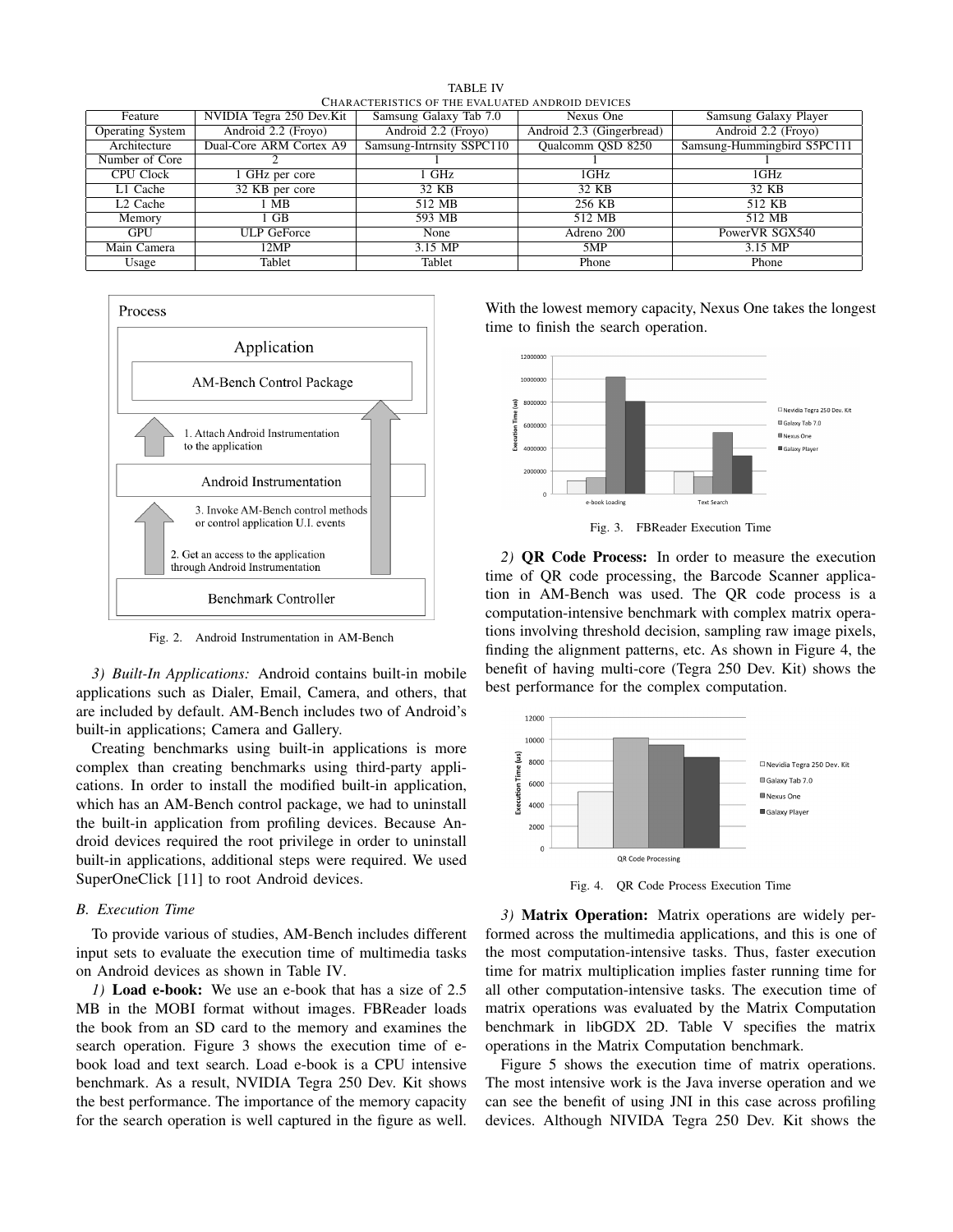TABLE IV
CHARACTERISTICS OF THE EVALUATED ANDROID DEVICES

| Feature | NVIDIA Tegra 250 Dev.Kit | Samsung Galaxy Tab 7.0 | Nexus One | Samsung Galaxy Player |
|---|---|---|---|---|
| Operating System | Android 2.2 (Froyo) | Android 2.2 (Froyo) | Android 2.3 (Gingerbread) | Android 2.2 (Froyo) |
| Architecture | Dual-Core ARM Cortex A9 | Samsung-Intrnsity SSPC110 | Qualcomm QSD 8250 | Samsung-Hummingbird S5PC111 |
| Number of Core | 2 | 1 | 1 | 1 |
| CPU Clock | 1 GHz per core | 1 GHz | 1GHz | 1GHz |
| L1 Cache | 32 KB per core | 32 KB | 32 KB | 32 KB |
| L2 Cache | 1 MB | 512 MB | 256 KB | 512 KB |
| Memory | 1 GB | 593 MB | 512 MB | 512 MB |
| GPU | ULP GeForce | None | Adreno 200 | PowerVR SGX540 |
| Main Camera | 12MP | 3.15 MP | 5MP | 3.15 MP |
| Usage | Tablet | Tablet | Phone | Phone |

Fig. 2. Android Instrumentation in AM-Bench

*3) Built-In Applications:* Android contains built-in mobile applications such as Dialer, Email, Camera, and others, that are included by default. AM-Bench includes two of Android's built-in applications; Camera and Gallery.

Creating benchmarks using built-in applications is more complex than creating benchmarks using third-party applications. In order to install the modified built-in application, which has an AM-Bench control package, we had to uninstall the built-in application from profiling devices. Because Android devices required the root privilege in order to uninstall built-in applications, additional steps were required. We used SuperOneClick [11] to root Android devices.

### B. Execution Time

To provide various of studies, AM-Bench includes different input sets to evaluate the execution time of multimedia tasks on Android devices as shown in Table IV.

*1)* **Load e-book:** We use an e-book that has a size of 2.5 MB in the MOBI format without images. FBReader loads the book from an SD card to the memory and examines the search operation. Figure 3 shows the execution time of e-book load and text search. Load e-book is a CPU intensive benchmark. As a result, NVIDIA Tegra 250 Dev. Kit shows the best performance. The importance of the memory capacity for the search operation is well captured in the figure as well. With the lowest memory capacity, Nexus One takes the longest time to finish the search operation.

Fig. 3. FBReader Execution Time

*2)* **QR Code Process:** In order to measure the execution time of QR code processing, the Barcode Scanner application in AM-Bench was used. The QR code process is a computation-intensive benchmark with complex matrix operations involving threshold decision, sampling raw image pixels, finding the alignment patterns, etc. As shown in Figure 4, the benefit of having multi-core (Tegra 250 Dev. Kit) shows the best performance for the complex computation.

Fig. 4. QR Code Process Execution Time

*3)* **Matrix Operation:** Matrix operations are widely performed across the multimedia applications, and this is one of the most computation-intensive tasks. Thus, faster execution time for matrix multiplication implies faster running time for all other computation-intensive tasks. The execution time of matrix operations was evaluated by the Matrix Computation benchmark in libGDX 2D. Table V specifies the matrix operations in the Matrix Computation benchmark.

Figure 5 shows the execution time of matrix operations. The most intensive work is the Java inverse operation and we can see the benefit of using JNI in this case across profiling devices. Although NIVIDA Tegra 250 Dev. Kit shows the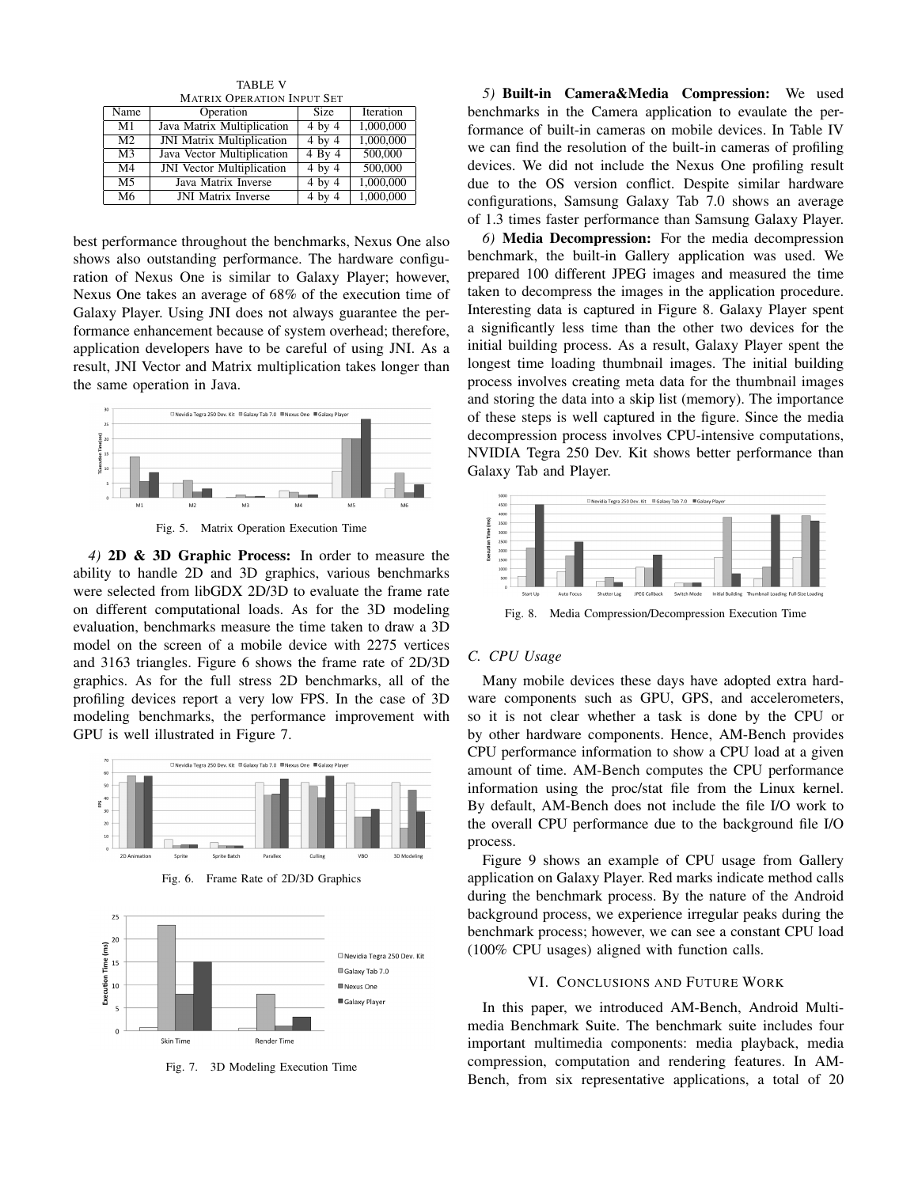TABLE V
MATRIX OPERATION INPUT SET

| Name | Operation | Size | Iteration |
|---|---|---|---|
| M1 | Java Matrix Multiplication | 4 by 4 | 1,000,000 |
| M2 | JNI Matrix Multiplication | 4 by 4 | 1,000,000 |
| M3 | Java Vector Multiplication | 4 By 4 | 500,000 |
| M4 | JNI Vector Multiplication | 4 by 4 | 500,000 |
| M5 | Java Matrix Inverse | 4 by 4 | 1,000,000 |
| M6 | JNI Matrix Inverse | 4 by 4 | 1,000,000 |

best performance throughout the benchmarks, Nexus One also shows also outstanding performance. The hardware configuration of Nexus One is similar to Galaxy Player; however, Nexus One takes an average of 68% of the execution time of Galaxy Player. Using JNI does not always guarantee the performance enhancement because of system overhead; therefore, application developers have to be careful of using JNI. As a result, JNI Vector and Matrix multiplication takes longer than the same operation in Java.

Fig. 5. Matrix Operation Execution Time

*4)* **2D & 3D Graphic Process:** In order to measure the ability to handle 2D and 3D graphics, various benchmarks were selected from libGDX 2D/3D to evaluate the frame rate on different computational loads. As for the 3D modeling evaluation, benchmarks measure the time taken to draw a 3D model on the screen of a mobile device with 2275 vertices and 3163 triangles. Figure 6 shows the frame rate of 2D/3D graphics. As for the full stress 2D benchmarks, all of the profiling devices report a very low FPS. In the case of 3D modeling benchmarks, the performance improvement with GPU is well illustrated in Figure 7.

Fig. 6. Frame Rate of 2D/3D Graphics

Fig. 7. 3D Modeling Execution Time

*5)* **Built-in Camera&Media Compression:** We used benchmarks in the Camera application to evaulate the performance of built-in cameras on mobile devices. In Table IV we can find the resolution of the built-in cameras of profiling devices. We did not include the Nexus One profiling result due to the OS version conflict. Despite similar hardware configurations, Samsung Galaxy Tab 7.0 shows an average of 1.3 times faster performance than Samsung Galaxy Player.

*6)* **Media Decompression:** For the media decompression benchmark, the built-in Gallery application was used. We prepared 100 different JPEG images and measured the time taken to decompress the images in the application procedure. Interesting data is captured in Figure 8. Galaxy Player spent a significantly less time than the other two devices for the initial building process. As a result, Galaxy Player spent the longest time loading thumbnail images. The initial building process involves creating meta data for the thumbnail images and storing the data into a skip list (memory). The importance of these steps is well captured in the figure. Since the media decompression process involves CPU-intensive computations, NVIDIA Tegra 250 Dev. Kit shows better performance than Galaxy Tab and Player.

Fig. 8. Media Compression/Decompression Execution Time

### *C. CPU Usage*

Many mobile devices these days have adopted extra hardware components such as GPU, GPS, and accelerometers, so it is not clear whether a task is done by the CPU or by other hardware components. Hence, AM-Bench provides CPU performance information to show a CPU load at a given amount of time. AM-Bench computes the CPU performance information using the proc/stat file from the Linux kernel. By default, AM-Bench does not include the file I/O work to the overall CPU performance due to the background file I/O process.

Figure 9 shows an example of CPU usage from Gallery application on Galaxy Player. Red marks indicate method calls during the benchmark process. By the nature of the Android background process, we experience irregular peaks during the benchmark process; however, we can see a constant CPU load (100% CPU usages) aligned with function calls.

## VI. CONCLUSIONS AND FUTURE WORK

In this paper, we introduced AM-Bench, Android Multimedia Benchmark Suite. The benchmark suite includes four important multimedia components: media playback, media compression, computation and rendering features. In AM-Bench, from six representative applications, a total of 20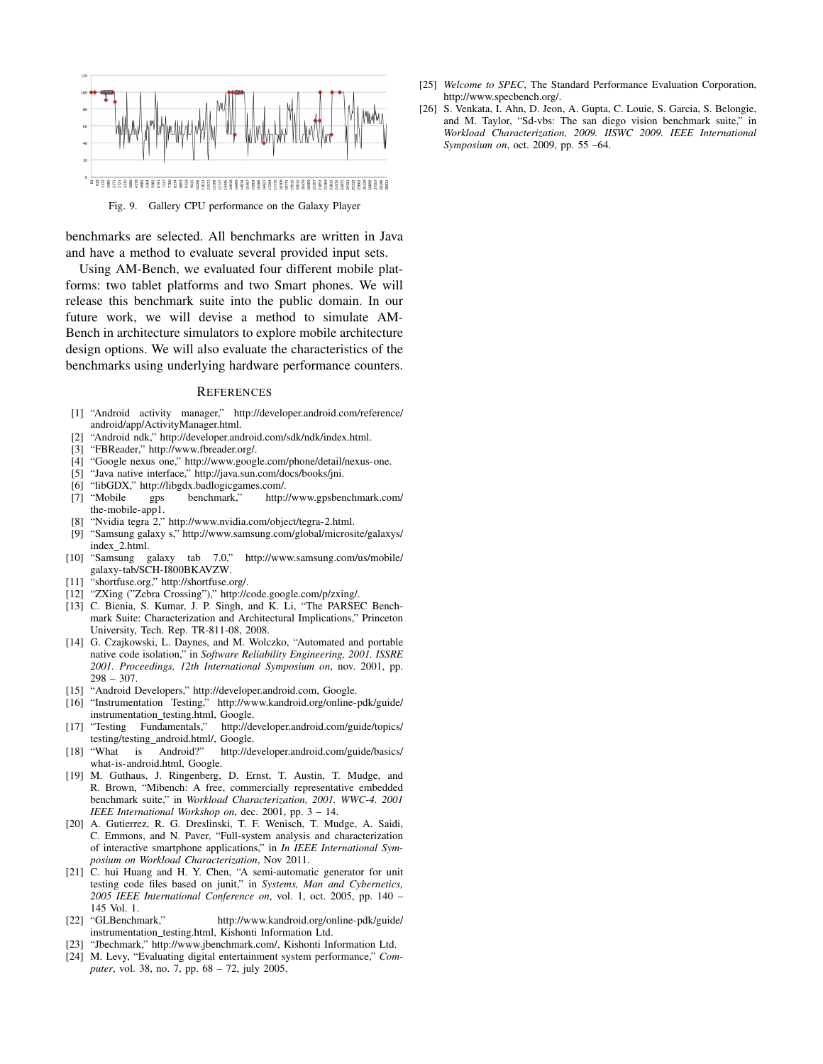120
100
80
60
40
20
0

Fig. 9. Gallery CPU performance on the Galaxy Player

benchmarks are selected. All benchmarks are written in Java and have a method to evaluate several provided input sets.

Using AM-Bench, we evaluated four different mobile platforms: two tablet platforms and two Smart phones. We will release this benchmark suite into the public domain. In our future work, we will devise a method to simulate AM-Bench in architecture simulators to explore mobile architecture design options. We will also evaluate the characteristics of the benchmarks using underlying hardware performance counters.

## REFERENCES

- [1] "Android activity manager," http://developer.android.com/reference/android/app/ActivityManager.html.
- [2] "Android ndk," http://developer.android.com/sdk/ndk/index.html.
- [3] "FBReader," http://www.fbreader.org/.
- [4] "Google nexus one," http://www.google.com/phone/detail/nexus-one.
- [5] "Java native interface," http://java.sun.com/docs/books/jni.
- [6] "libGDX," http://libgdx.badlogicgames.com/.
- [7] "Mobile gps benchmark," http://www.gpsbenchmark.com/the-mobile-app1.
- [8] "Nvidia tegra 2," http://www.nvidia.com/object/tegra-2.html.
- [9] "Samsung galaxy s," http://www.samsung.com/global/microsite/galaxys/index_2.html.
- [10] "Samsung galaxy tab 7.0," http://www.samsung.com/us/mobile/galaxy-tab/SCH-I800BKAVZW.
- [11] "shortfuse.org," http://shortfuse.org/.
- [12] "ZXing ("Zebra Crossing")," http://code.google.com/p/zxing/.
- [13] C. Bienia, S. Kumar, J. P. Singh, and K. Li, "The PARSEC Benchmark Suite: Characterization and Architectural Implications," Princeton University, Tech. Rep. TR-811-08, 2008.
- [14] G. Czajkowski, L. Daynes, and M. Wolczko, "Automated and portable native code isolation," in *Software Reliability Engineering, 2001. ISSRE 2001. Proceedings. 12th International Symposium on*, nov. 2001, pp. 298 – 307.
- [15] "Android Developers," http://developer.android.com, Google.
- [16] "Instrumentation Testing," http://www.kandroid.org/online-pdk/guide/instrumentation_testing.html, Google.
- [17] "Testing Fundamentals," http://developer.android.com/guide/topics/testing/testing_android.html/, Google.
- [18] "What is Android?" http://developer.android.com/guide/basics/what-is-android.html, Google.
- [19] M. Guthaus, J. Ringenberg, D. Ernst, T. Austin, T. Mudge, and R. Brown, "Mibench: A free, commercially representative embedded benchmark suite," in *Workload Characterization, 2001. WWC-4. 2001 IEEE International Workshop on*, dec. 2001, pp. 3 – 14.
- [20] A. Gutierrez, R. G. Dreslinski, T. F. Wenisch, T. Mudge, A. Saidi, C. Emmons, and N. Paver, "Full-system analysis and characterization of interactive smartphone applications," in *In IEEE International Symposium on Workload Characterization*, Nov 2011.
- [21] C. hui Huang and H. Y. Chen, "A semi-automatic generator for unit testing code files based on junit," in *Systems, Man and Cybernetics, 2005 IEEE International Conference on*, vol. 1, oct. 2005, pp. 140 – 145 Vol. 1.
- [22] "GLBenchmark," http://www.kandroid.org/online-pdk/guide/instrumentation_testing.html, Kishonti Information Ltd.
- [23] "Jbechmark," http://www.jbenchmark.com/, Kishonti Information Ltd.
- [24] M. Levy, "Evaluating digital entertainment system performance," *Computer*, vol. 38, no. 7, pp. 68 – 72, july 2005.
- [25] *Welcome to SPEC*, The Standard Performance Evaluation Corporation, http://www.specbench.org/.
- [26] S. Venkata, I. Ahn, D. Jeon, A. Gupta, C. Louie, S. Garcia, S. Belongie, and M. Taylor, "Sd-vbs: The san diego vision benchmark suite," in *Workload Characterization, 2009. IISWC 2009. IEEE International Symposium on*, oct. 2009, pp. 55 –64.